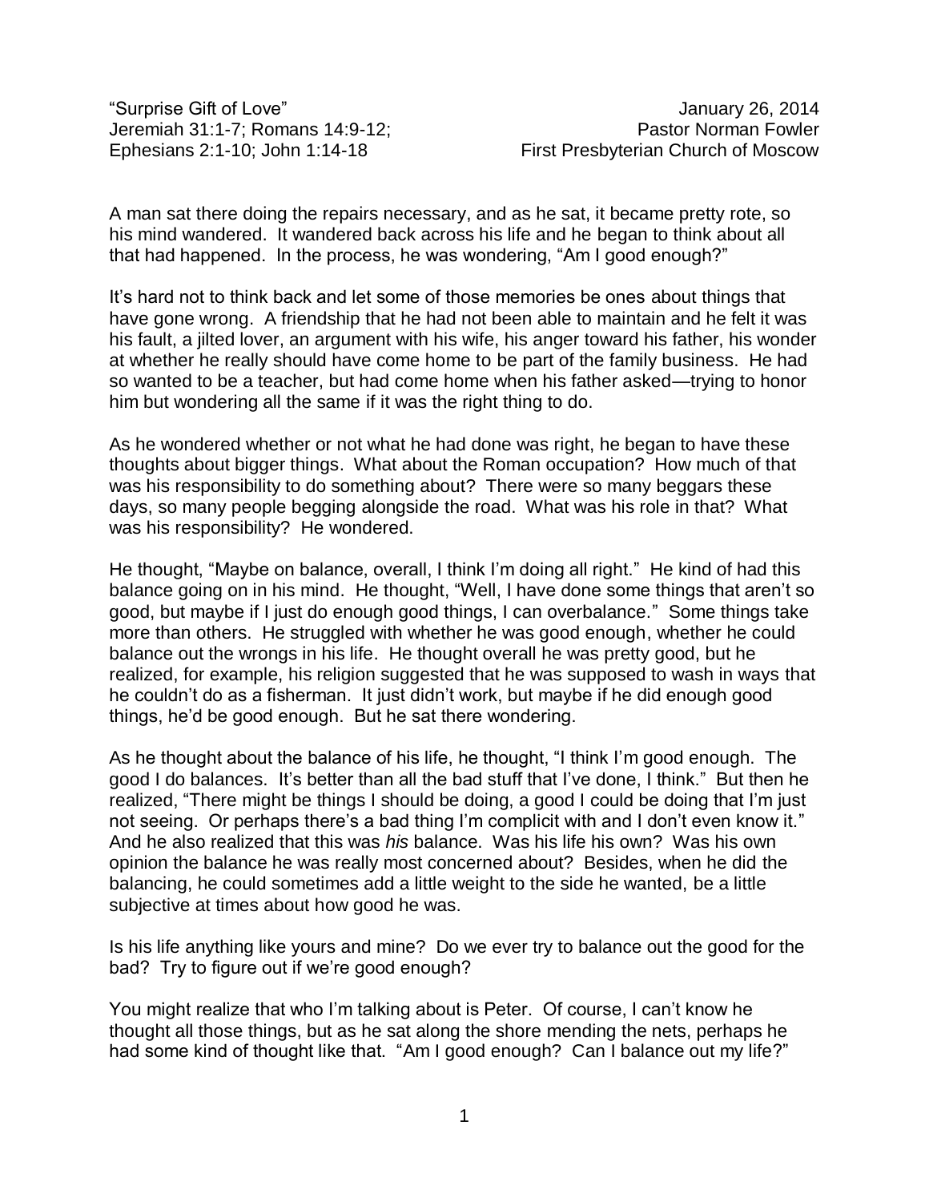"Surprise Gift of Love" January 26, 2014
Jeremiah 31:1-7; Romans 14:9-12; Pastor Norman Fowler
Ephesians 2:1-10; John 1:14-18 First Presbyterian Church of Moscow

A man sat there doing the repairs necessary, and as he sat, it became pretty rote, so his mind wandered. It wandered back across his life and he began to think about all that had happened. In the process, he was wondering, "Am I good enough?"

It's hard not to think back and let some of those memories be ones about things that have gone wrong. A friendship that he had not been able to maintain and he felt it was his fault, a jilted lover, an argument with his wife, his anger toward his father, his wonder at whether he really should have come home to be part of the family business. He had so wanted to be a teacher, but had come home when his father asked—trying to honor him but wondering all the same if it was the right thing to do.

As he wondered whether or not what he had done was right, he began to have these thoughts about bigger things. What about the Roman occupation? How much of that was his responsibility to do something about? There were so many beggars these days, so many people begging alongside the road. What was his role in that? What was his responsibility? He wondered.

He thought, "Maybe on balance, overall, I think I'm doing all right." He kind of had this balance going on in his mind. He thought, "Well, I have done some things that aren't so good, but maybe if I just do enough good things, I can overbalance." Some things take more than others. He struggled with whether he was good enough, whether he could balance out the wrongs in his life. He thought overall he was pretty good, but he realized, for example, his religion suggested that he was supposed to wash in ways that he couldn't do as a fisherman. It just didn't work, but maybe if he did enough good things, he'd be good enough. But he sat there wondering.

As he thought about the balance of his life, he thought, "I think I'm good enough. The good I do balances. It's better than all the bad stuff that I've done, I think." But then he realized, "There might be things I should be doing, a good I could be doing that I'm just not seeing. Or perhaps there's a bad thing I'm complicit with and I don't even know it." And he also realized that this was *his* balance. Was his life his own? Was his own opinion the balance he was really most concerned about? Besides, when he did the balancing, he could sometimes add a little weight to the side he wanted, be a little subjective at times about how good he was.

Is his life anything like yours and mine? Do we ever try to balance out the good for the bad? Try to figure out if we're good enough?

You might realize that who I'm talking about is Peter. Of course, I can't know he thought all those things, but as he sat along the shore mending the nets, perhaps he had some kind of thought like that. "Am I good enough? Can I balance out my life?"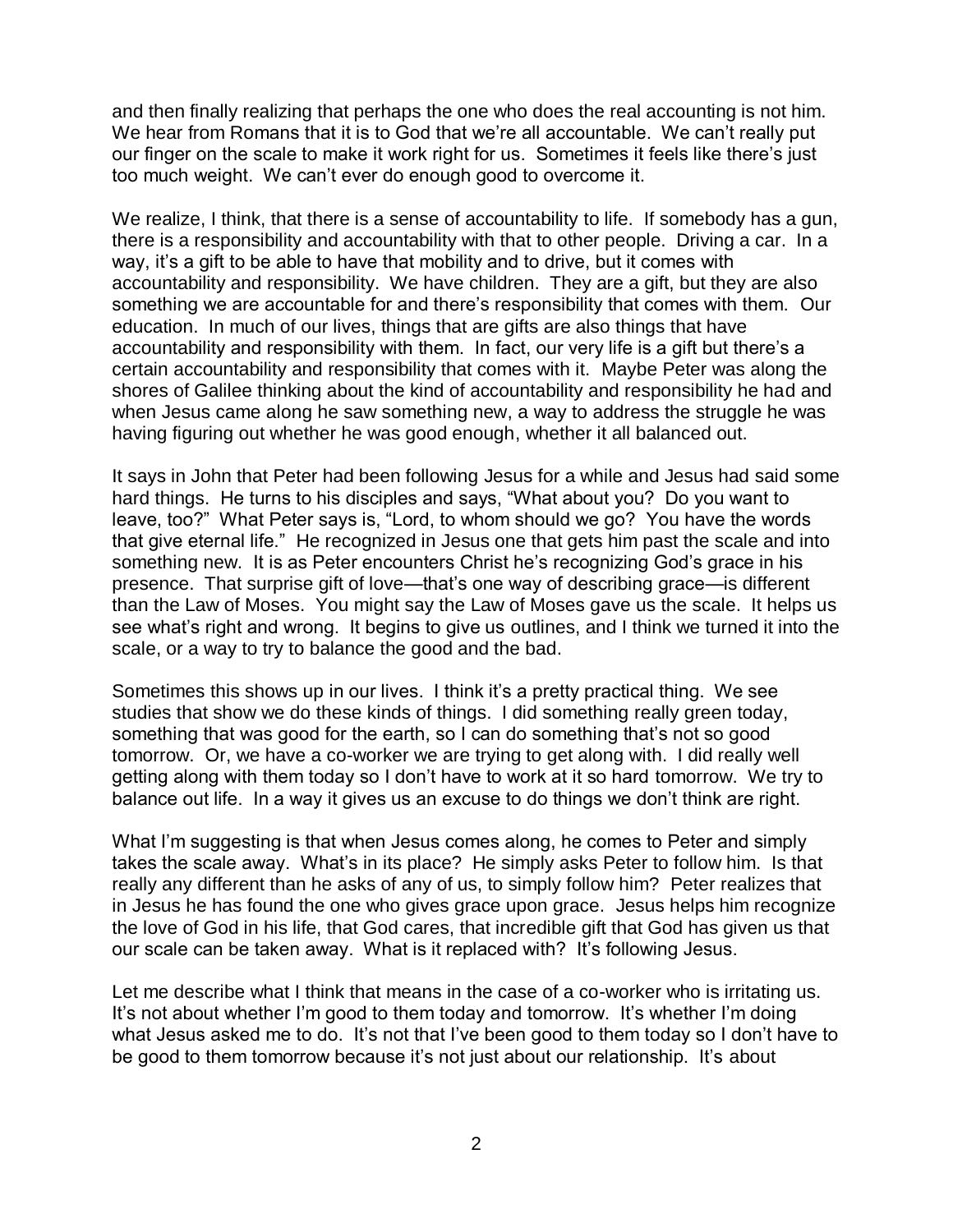and then finally realizing that perhaps the one who does the real accounting is not him. We hear from Romans that it is to God that we're all accountable. We can't really put our finger on the scale to make it work right for us. Sometimes it feels like there's just too much weight. We can't ever do enough good to overcome it.

We realize, I think, that there is a sense of accountability to life. If somebody has a gun, there is a responsibility and accountability with that to other people. Driving a car. In a way, it's a gift to be able to have that mobility and to drive, but it comes with accountability and responsibility. We have children. They are a gift, but they are also something we are accountable for and there's responsibility that comes with them. Our education. In much of our lives, things that are gifts are also things that have accountability and responsibility with them. In fact, our very life is a gift but there's a certain accountability and responsibility that comes with it. Maybe Peter was along the shores of Galilee thinking about the kind of accountability and responsibility he had and when Jesus came along he saw something new, a way to address the struggle he was having figuring out whether he was good enough, whether it all balanced out.

It says in John that Peter had been following Jesus for a while and Jesus had said some hard things. He turns to his disciples and says, "What about you? Do you want to leave, too?" What Peter says is, "Lord, to whom should we go? You have the words that give eternal life." He recognized in Jesus one that gets him past the scale and into something new. It is as Peter encounters Christ he's recognizing God's grace in his presence. That surprise gift of love—that's one way of describing grace—is different than the Law of Moses. You might say the Law of Moses gave us the scale. It helps us see what's right and wrong. It begins to give us outlines, and I think we turned it into the scale, or a way to try to balance the good and the bad.

Sometimes this shows up in our lives. I think it's a pretty practical thing. We see studies that show we do these kinds of things. I did something really green today, something that was good for the earth, so I can do something that's not so good tomorrow. Or, we have a co-worker we are trying to get along with. I did really well getting along with them today so I don't have to work at it so hard tomorrow. We try to balance out life. In a way it gives us an excuse to do things we don't think are right.

What I'm suggesting is that when Jesus comes along, he comes to Peter and simply takes the scale away. What's in its place? He simply asks Peter to follow him. Is that really any different than he asks of any of us, to simply follow him? Peter realizes that in Jesus he has found the one who gives grace upon grace. Jesus helps him recognize the love of God in his life, that God cares, that incredible gift that God has given us that our scale can be taken away. What is it replaced with? It's following Jesus.

Let me describe what I think that means in the case of a co-worker who is irritating us. It's not about whether I'm good to them today and tomorrow. It's whether I'm doing what Jesus asked me to do. It's not that I've been good to them today so I don't have to be good to them tomorrow because it's not just about our relationship. It's about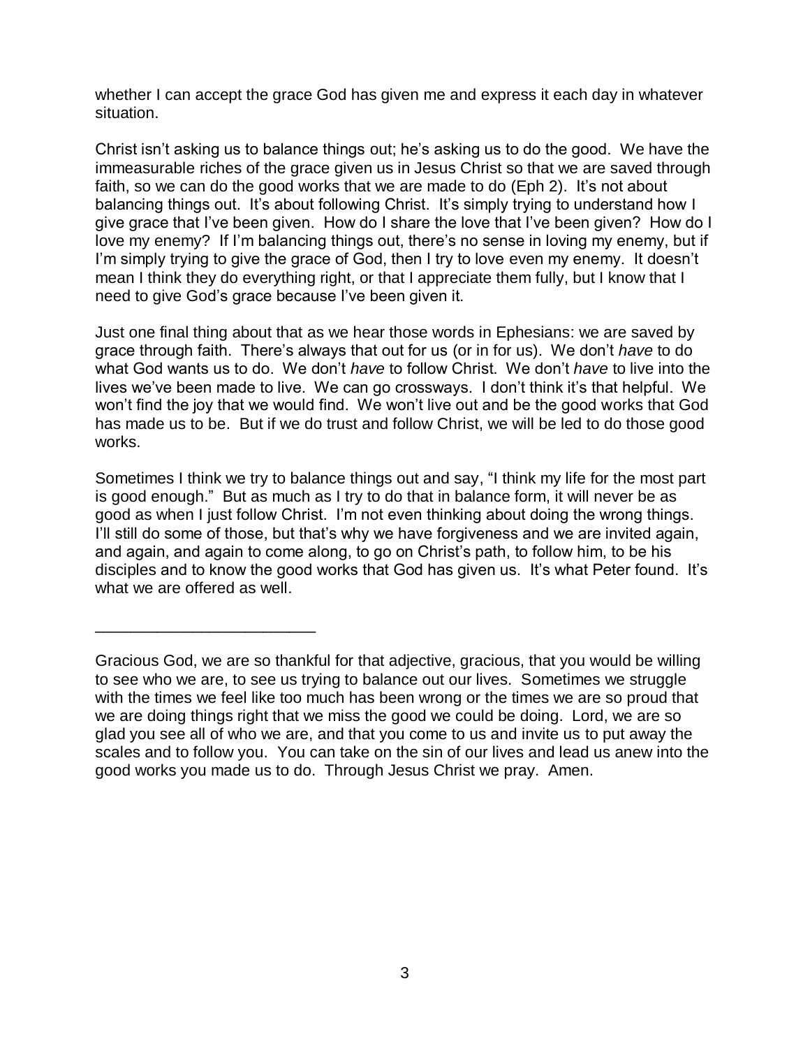whether I can accept the grace God has given me and express it each day in whatever situation.

Christ isn't asking us to balance things out; he's asking us to do the good. We have the immeasurable riches of the grace given us in Jesus Christ so that we are saved through faith, so we can do the good works that we are made to do (Eph 2). It's not about balancing things out. It's about following Christ. It's simply trying to understand how I give grace that I've been given. How do I share the love that I've been given? How do I love my enemy? If I'm balancing things out, there's no sense in loving my enemy, but if I'm simply trying to give the grace of God, then I try to love even my enemy. It doesn't mean I think they do everything right, or that I appreciate them fully, but I know that I need to give God's grace because I've been given it.

Just one final thing about that as we hear those words in Ephesians: we are saved by grace through faith. There's always that out for us (or in for us). We don't *have* to do what God wants us to do. We don't *have* to follow Christ. We don't *have* to live into the lives we've been made to live. We can go crossways. I don't think it's that helpful. We won't find the joy that we would find. We won't live out and be the good works that God has made us to be. But if we do trust and follow Christ, we will be led to do those good works.

Sometimes I think we try to balance things out and say, "I think my life for the most part is good enough." But as much as I try to do that in balance form, it will never be as good as when I just follow Christ. I'm not even thinking about doing the wrong things. I'll still do some of those, but that's why we have forgiveness and we are invited again, and again, and again to come along, to go on Christ's path, to follow him, to be his disciples and to know the good works that God has given us. It's what Peter found. It's what we are offered as well.

---

Gracious God, we are so thankful for that adjective, gracious, that you would be willing to see who we are, to see us trying to balance out our lives. Sometimes we struggle with the times we feel like too much has been wrong or the times we are so proud that we are doing things right that we miss the good we could be doing. Lord, we are so glad you see all of who we are, and that you come to us and invite us to put away the scales and to follow you. You can take on the sin of our lives and lead us anew into the good works you made us to do. Through Jesus Christ we pray. Amen.